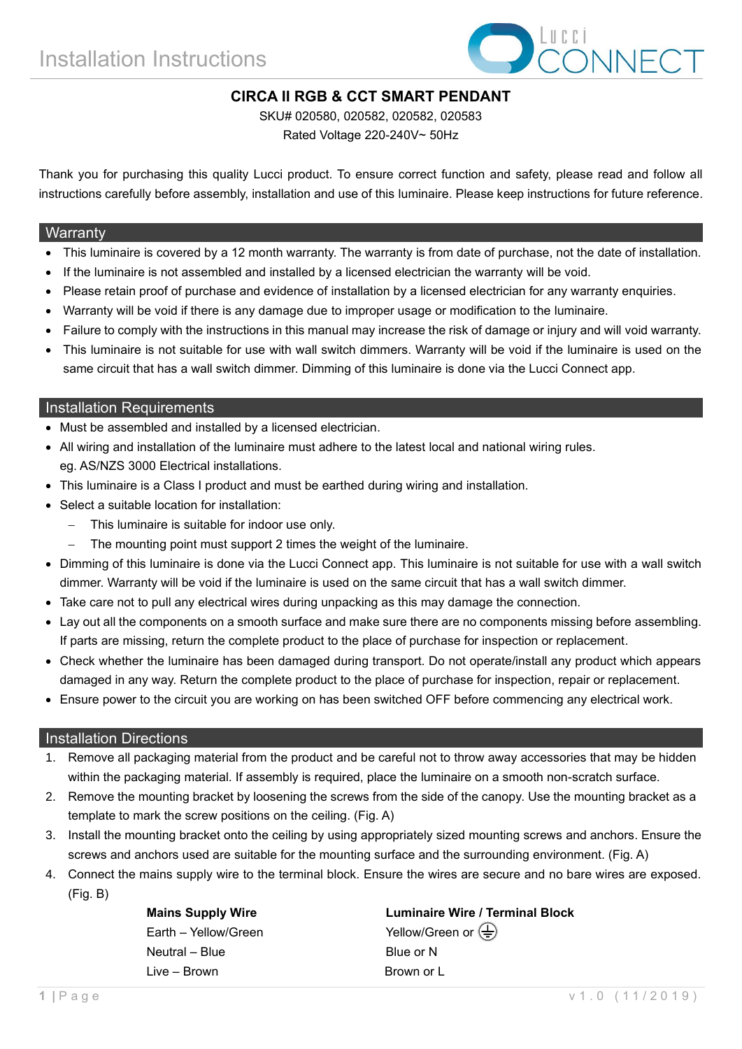# Installation Instructions

## CIRCA II RGB & CCT SMART PENDANT

SKU# 020580, 020582, 020582, 020583

Rated Voltage 220-240V~ 50Hz

Thank you for purchasing this quality Lucci product. To ensure correct function and safety, please read and follow all instructions carefully before assembly, installation and use of this luminaire. Please keep instructions for future reference.

## Warranty

- This luminaire is covered by a 12 month warranty. The warranty is from date of purchase, not the date of installation.
- If the luminaire is not assembled and installed by a licensed electrician the warranty will be void.
- Please retain proof of purchase and evidence of installation by a licensed electrician for any warranty enquiries.
- Warranty will be void if there is any damage due to improper usage or modification to the luminaire.
- Failure to comply with the instructions in this manual may increase the risk of damage or injury and will void warranty.
- This luminaire is not suitable for use with wall switch dimmers. Warranty will be void if the luminaire is used on the same circuit that has a wall switch dimmer. Dimming of this luminaire is done via the Lucci Connect app.

## Installation Requirements

- Must be assembled and installed by a licensed electrician.
- All wiring and installation of the luminaire must adhere to the latest local and national wiring rules. eg. AS/NZS 3000 Electrical installations.
- This luminaire is a Class I product and must be earthed during wiring and installation.
- Select a suitable location for installation:
  - This luminaire is suitable for indoor use only.
  - The mounting point must support 2 times the weight of the luminaire.
- Dimming of this luminaire is done via the Lucci Connect app. This luminaire is not suitable for use with a wall switch dimmer. Warranty will be void if the luminaire is used on the same circuit that has a wall switch dimmer.
- Take care not to pull any electrical wires during unpacking as this may damage the connection.
- Lay out all the components on a smooth surface and make sure there are no components missing before assembling. If parts are missing, return the complete product to the place of purchase for inspection or replacement.
- Check whether the luminaire has been damaged during transport. Do not operate/install any product which appears damaged in any way. Return the complete product to the place of purchase for inspection, repair or replacement.
- Ensure power to the circuit you are working on has been switched OFF before commencing any electrical work.

## Installation Directions

1. Remove all packaging material from the product and be careful not to throw away accessories that may be hidden within the packaging material. If assembly is required, place the luminaire on a smooth non-scratch surface.
2. Remove the mounting bracket by loosening the screws from the side of the canopy. Use the mounting bracket as a template to mark the screw positions on the ceiling. (Fig. A)
3. Install the mounting bracket onto the ceiling by using appropriately sized mounting screws and anchors. Ensure the screws and anchors used are suitable for the mounting surface and the surrounding environment. (Fig. A)
4. Connect the mains supply wire to the terminal block. Ensure the wires are secure and no bare wires are exposed. (Fig. B)

| **Mains Supply Wire** | **Luminaire Wire / Terminal Block** |
| --- | --- |
| Earth – Yellow/Green | Yellow/Green or ⏚ |
| Neutral – Blue | Blue or N |
| Live – Brown | Brown or L |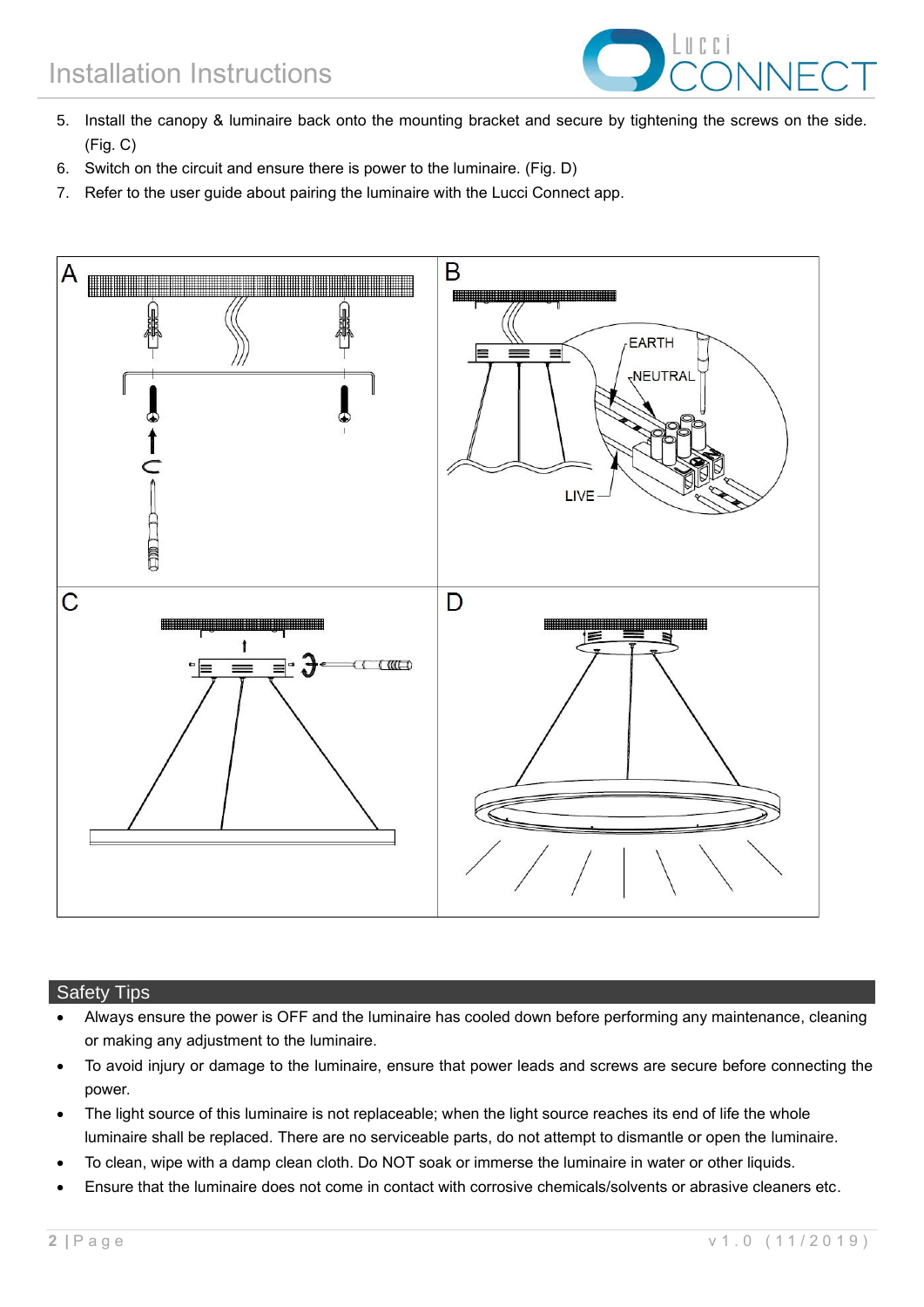5. Install the canopy & luminaire back onto the mounting bracket and secure by tightening the screws on the side. (Fig. C)
6. Switch on the circuit and ensure there is power to the luminaire. (Fig. D)
7. Refer to the user guide about pairing the luminaire with the Lucci Connect app.

## Safety Tips

- Always ensure the power is OFF and the luminaire has cooled down before performing any maintenance, cleaning or making any adjustment to the luminaire.
- To avoid injury or damage to the luminaire, ensure that power leads and screws are secure before connecting the power.
- The light source of this luminaire is not replaceable; when the light source reaches its end of life the whole luminaire shall be replaced. There are no serviceable parts, do not attempt to dismantle or open the luminaire.
- To clean, wipe with a damp clean cloth. Do NOT soak or immerse the luminaire in water or other liquids.
- Ensure that the luminaire does not come in contact with corrosive chemicals/solvents or abrasive cleaners etc.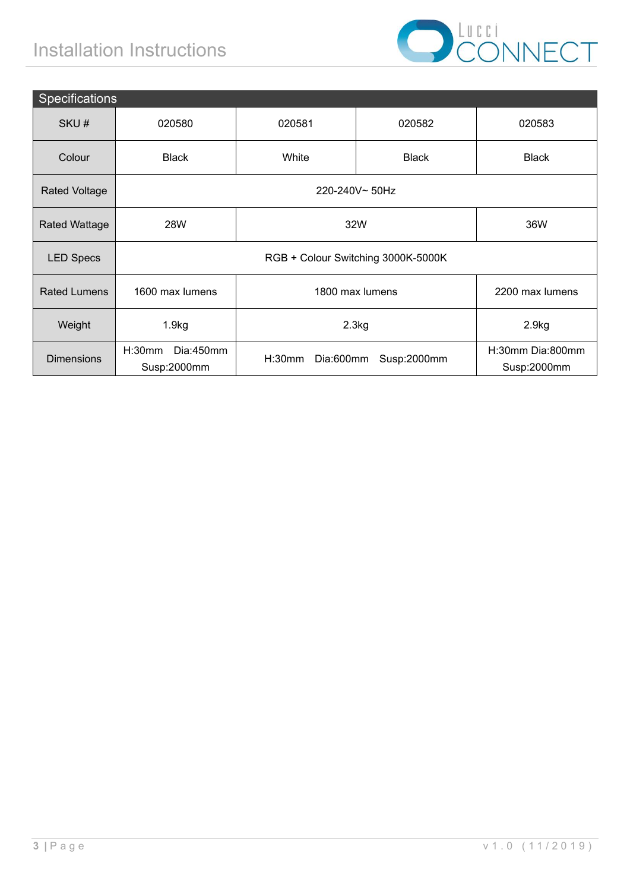# Installation Instructions

## Specifications

| SKU # | 020580 | 020581 | 020582 | 020583 |
|---|---|---|---|---|
| Colour | Black | White | Black | Black |
| Rated Voltage | 220-240V~ 50Hz | | | |
| Rated Wattage | 28W | 32W | | 36W |
| LED Specs | RGB + Colour Switching 3000K-5000K | | | |
| Rated Lumens | 1600 max lumens | 1800 max lumens | | 2200 max lumens |
| Weight | 1.9kg | 2.3kg | | 2.9kg |
| Dimensions | H:30mm Dia:450mm Susp:2000mm | H:30mm Dia:600mm Susp:2000mm | | H:30mm Dia:800mm Susp:2000mm |